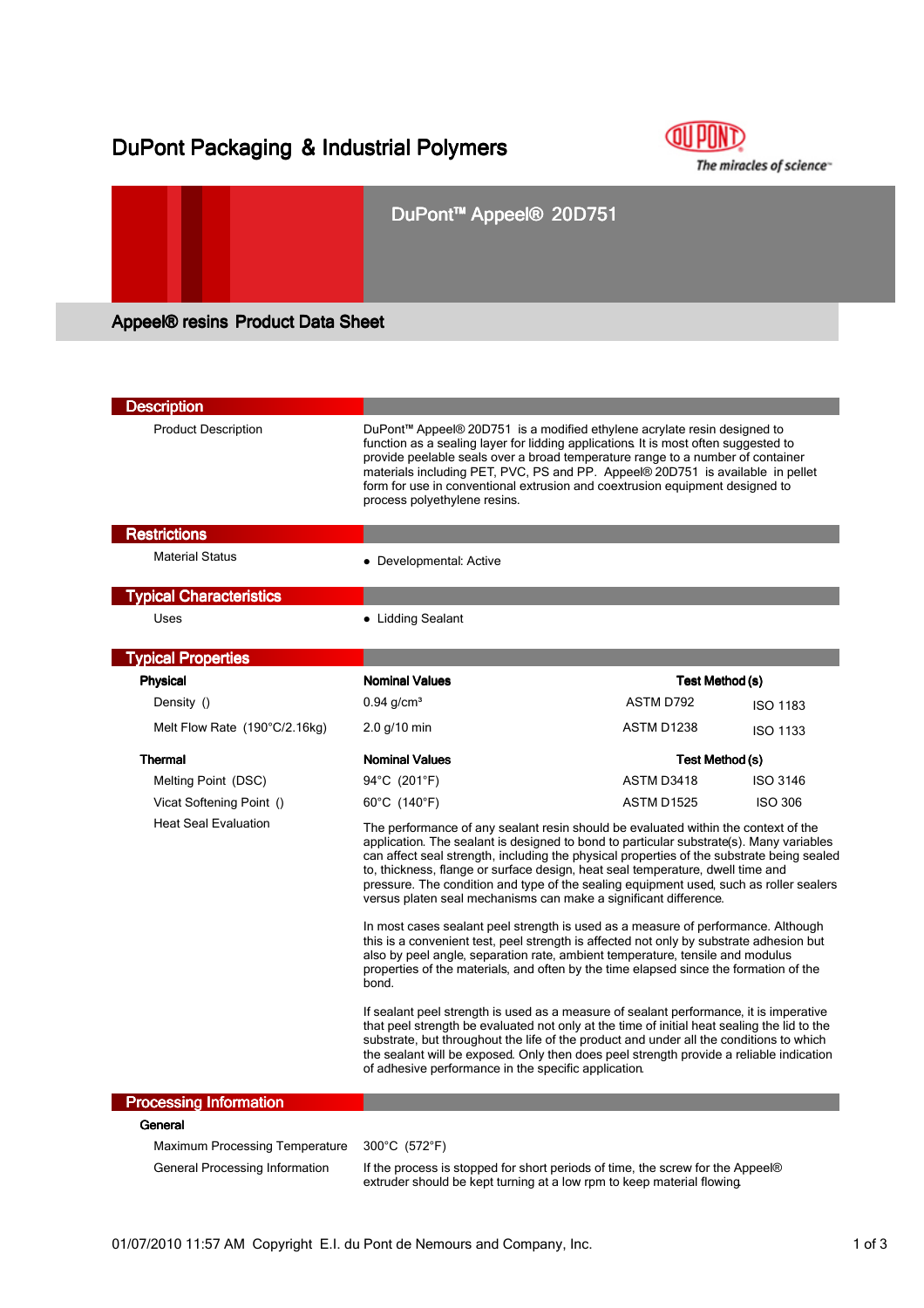# DuPont Packaging & Industrial Polymers

## DuPont™ Appeel® 20D751

### Appeel® resins Product Data Sheet

## Description

| | |
|---|---|
| Product Description | DuPont™ Appeel® 20D751 is a modified ethylene acrylate resin designed to function as a sealing layer for lidding applications. It is most often suggested to provide peelable seals over a broad temperature range to a number of container materials including PET, PVC, PS and PP. Appeel® 20D751 is available in pellet form for use in conventional extrusion and coextrusion equipment designed to process polyethylene resins. |

## Restrictions

| | |
|---|---|
| Material Status | • Developmental: Active |

## Typical Characteristics

| | |
|---|---|
| Uses | • Lidding Sealant |

## Typical Properties

| Physical | Nominal Values | Test Method (s) | |
|---|---|---|---|
| Density () | 0.94 g/cm³ | ASTM D792 | ISO 1183 |
| Melt Flow Rate (190°C/2.16kg) | 2.0 g/10 min | ASTM D1238 | ISO 1133 |

| Thermal | Nominal Values | Test Method (s) | |
|---|---|---|---|
| Melting Point (DSC) | 94°C (201°F) | ASTM D3418 | ISO 3146 |
| Vicat Softening Point () | 60°C (140°F) | ASTM D1525 | ISO 306 |

**Heat Seal Evaluation**

The performance of any sealant resin should be evaluated within the context of the application. The sealant is designed to bond to particular substrate(s). Many variables can affect seal strength, including the physical properties of the substrate being sealed to, thickness, flange or surface design, heat seal temperature, dwell time and pressure. The condition and type of the sealing equipment used, such as roller sealers versus platen seal mechanisms can make a significant difference.

In most cases sealant peel strength is used as a measure of performance. Although this is a convenient test, peel strength is affected not only by substrate adhesion but also by peel angle, separation rate, ambient temperature, tensile and modulus properties of the materials, and often by the time elapsed since the formation of the bond.

If sealant peel strength is used as a measure of sealant performance, it is imperative that peel strength be evaluated not only at the time of initial heat sealing the lid to the substrate, but throughout the life of the product and under all the conditions to which the sealant will be exposed. Only then does peel strength provide a reliable indication of adhesive performance in the specific application.

## Processing Information

**General**

| | |
|---|---|
| Maximum Processing Temperature | 300°C (572°F) |
| General Processing Information | If the process is stopped for short periods of time, the screw for the Appeel® extruder should be kept turning at a low rpm to keep material flowing. |

01/07/2010 11:57 AM Copyright E.I. du Pont de Nemours and Company, Inc.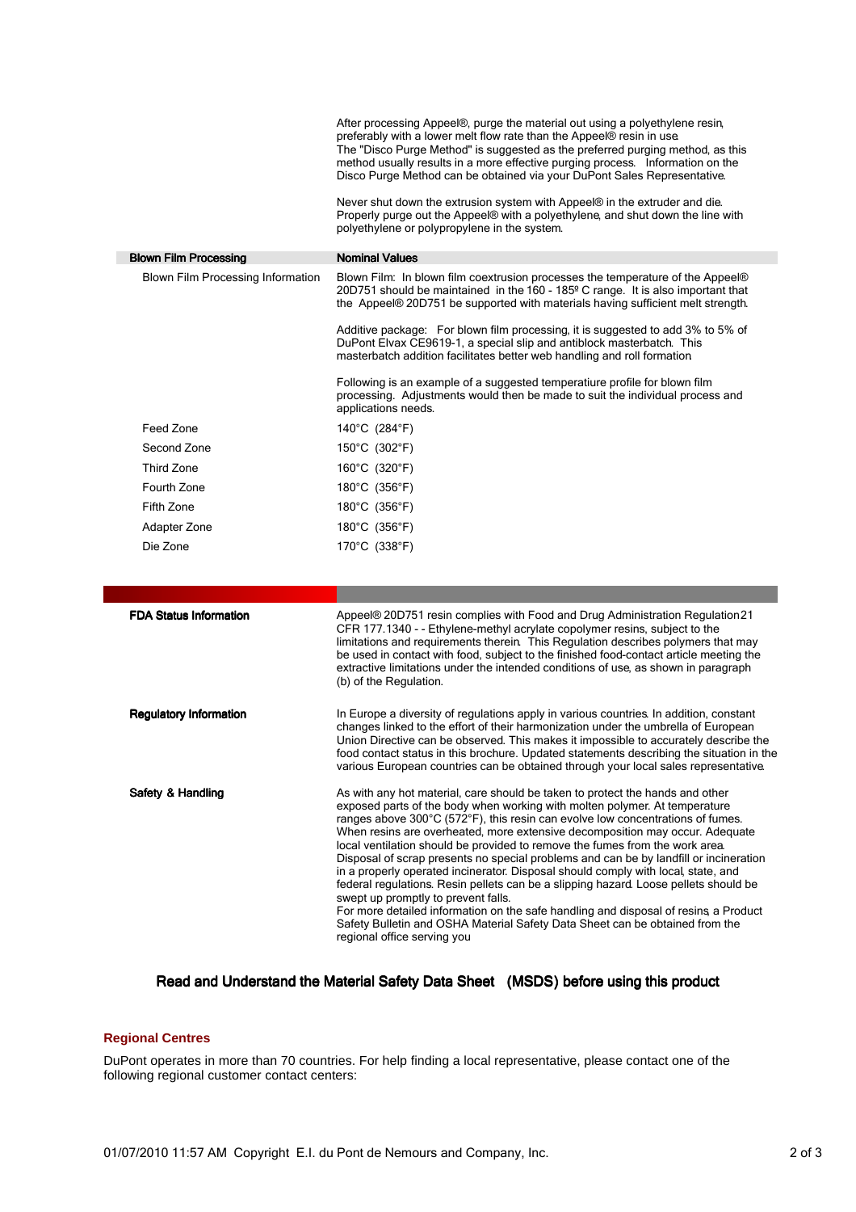After processing Appeel®, purge the material out using a polyethylene resin, preferably with a lower melt flow rate than the Appeel® resin in use. The "Disco Purge Method" is suggested as the preferred purging method, as this method usually results in a more effective purging process. Information on the Disco Purge Method can be obtained via your DuPont Sales Representative.

Never shut down the extrusion system with Appeel® in the extruder and die. Properly purge out the Appeel® with a polyethylene, and shut down the line with polyethylene or polypropylene in the system.

| **Blown Film Processing** | **Nominal Values** |
|---|---|
| Blown Film Processing Information | Blown Film: In blown film coextrusion processes the temperature of the Appeel® 20D751 should be maintained in the 160 - 185º C range. It is also important that the Appeel® 20D751 be supported with materials having sufficient melt strength.<br><br>Additive package: For blown film processing, it is suggested to add 3% to 5% of DuPont Elvax CE9619-1, a special slip and antiblock masterbatch. This masterbatch addition facilitates better web handling and roll formation<br><br>Following is an example of a suggested temperatiure profile for blown film processing. Adjustments would then be made to suit the individual process and applications needs. |
| Feed Zone | 140°C (284°F) |
| Second Zone | 150°C (302°F) |
| Third Zone | 160°C (320°F) |
| Fourth Zone | 180°C (356°F) |
| Fifth Zone | 180°C (356°F) |
| Adapter Zone | 180°C (356°F) |
| Die Zone | 170°C (338°F) |

**FDA Status Information**

Appeel® 20D751 resin complies with Food and Drug Administration Regulation 21 CFR 177.1340 - - Ethylene-methyl acrylate copolymer resins, subject to the limitations and requirements therein. This Regulation describes polymers that may be used in contact with food, subject to the finished food-contact article meeting the extractive limitations under the intended conditions of use, as shown in paragraph (b) of the Regulation.

**Regulatory Information**

In Europe a diversity of regulations apply in various countries. In addition, constant changes linked to the effort of their harmonization under the umbrella of European Union Directive can be observed. This makes it impossible to accurately describe the food contact status in this brochure. Updated statements describing the situation in the various European countries can be obtained through your local sales representative.

**Safety & Handling**

As with any hot material, care should be taken to protect the hands and other exposed parts of the body when working with molten polymer. At temperature ranges above 300°C (572°F), this resin can evolve low concentrations of fumes. When resins are overheated, more extensive decomposition may occur. Adequate local ventilation should be provided to remove the fumes from the work area. Disposal of scrap presents no special problems and can be by landfill or incineration in a properly operated incinerator. Disposal should comply with local, state, and federal regulations. Resin pellets can be a slipping hazard. Loose pellets should be swept up promptly to prevent falls.
For more detailed information on the safe handling and disposal of resins, a Product Safety Bulletin and OSHA Material Safety Data Sheet can be obtained from the regional office serving you

**Read and Understand the Material Safety Data Sheet (MSDS) before using this product**

## Regional Centres

DuPont operates in more than 70 countries. For help finding a local representative, please contact one of the following regional customer contact centers: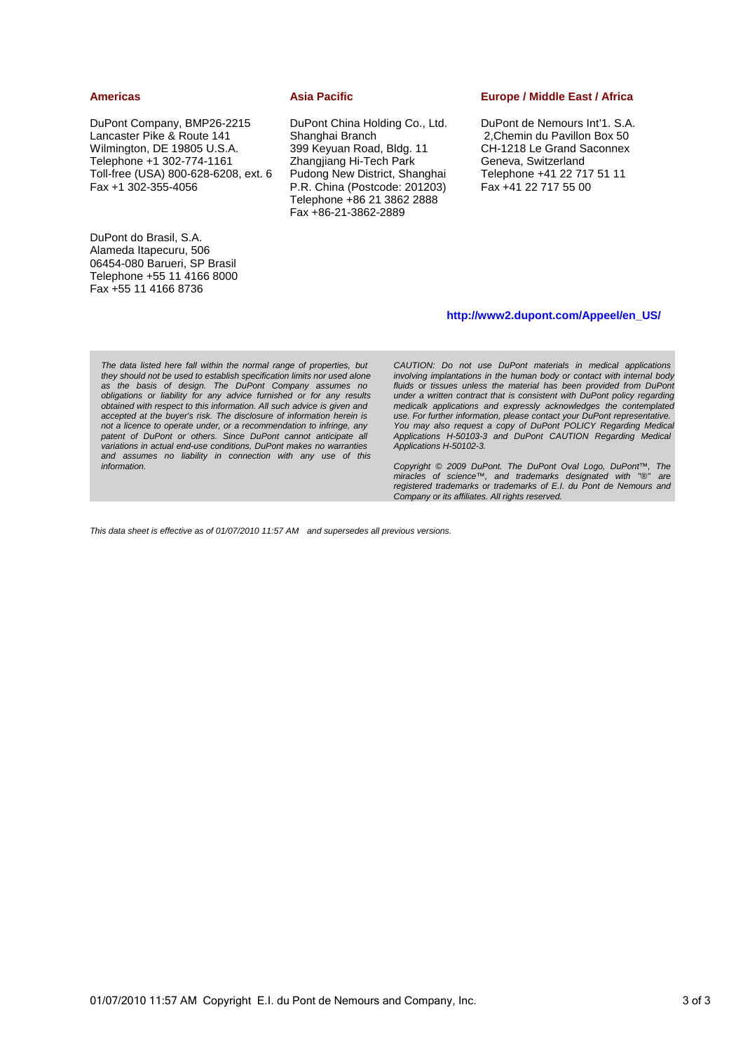**Americas**

DuPont Company, BMP26-2215
Lancaster Pike & Route 141
Wilmington, DE 19805 U.S.A.
Telephone +1 302-774-1161
Toll-free (USA) 800-628-6208, ext. 6
Fax +1 302-355-4056

DuPont do Brasil, S.A.
Alameda Itapecuru, 506
06454-080 Barueri, SP Brasil
Telephone +55 11 4166 8000
Fax +55 11 4166 8736

**Asia Pacific**

DuPont China Holding Co., Ltd.
Shanghai Branch
399 Keyuan Road, Bldg. 11
Zhangjiang Hi-Tech Park
Pudong New District, Shanghai
P.R. China (Postcode: 201203)
Telephone +86 21 3862 2888
Fax +86-21-3862-2889

**Europe / Middle East / Africa**

DuPont de Nemours Int'1. S.A.
2,Chemin du Pavillon Box 50
CH-1218 Le Grand Saconnex
Geneva, Switzerland
Telephone +41 22 717 51 11
Fax +41 22 717 55 00

**http://www2.dupont.com/Appeel/en_US/**

*The data listed here fall within the normal range of properties, but they should not be used to establish specification limits nor used alone as the basis of design. The DuPont Company assumes no obligations or liability for any advice furnished or for any results obtained with respect to this information. All such advice is given and accepted at the buyer's risk. The disclosure of information herein is not a licence to operate under, or a recommendation to infringe, any patent of DuPont or others. Since DuPont cannot anticipate all variations in actual end-use conditions, DuPont makes no warranties and assumes no liability in connection with any use of this information.*

*CAUTION: Do not use DuPont materials in medical applications involving implantations in the human body or contact with internal body fluids or tissues unless the material has been provided from DuPont under a written contract that is consistent with DuPont policy regarding medicalk applications and expressly acknowledges the contemplated use. For further information, please contact your DuPont representative. You may also request a copy of DuPont POLICY Regarding Medical Applications H-50103-3 and DuPont CAUTION Regarding Medical Applications H-50102-3.*

*Copyright © 2009 DuPont. The DuPont Oval Logo, DuPont™, The miracles of science™, and trademarks designated with "®" are registered trademarks or trademarks of E.I. du Pont de Nemours and Company or its affiliates. All rights reserved.*

*This data sheet is effective as of 01/07/2010 11:57 AM and supersedes all previous versions.*